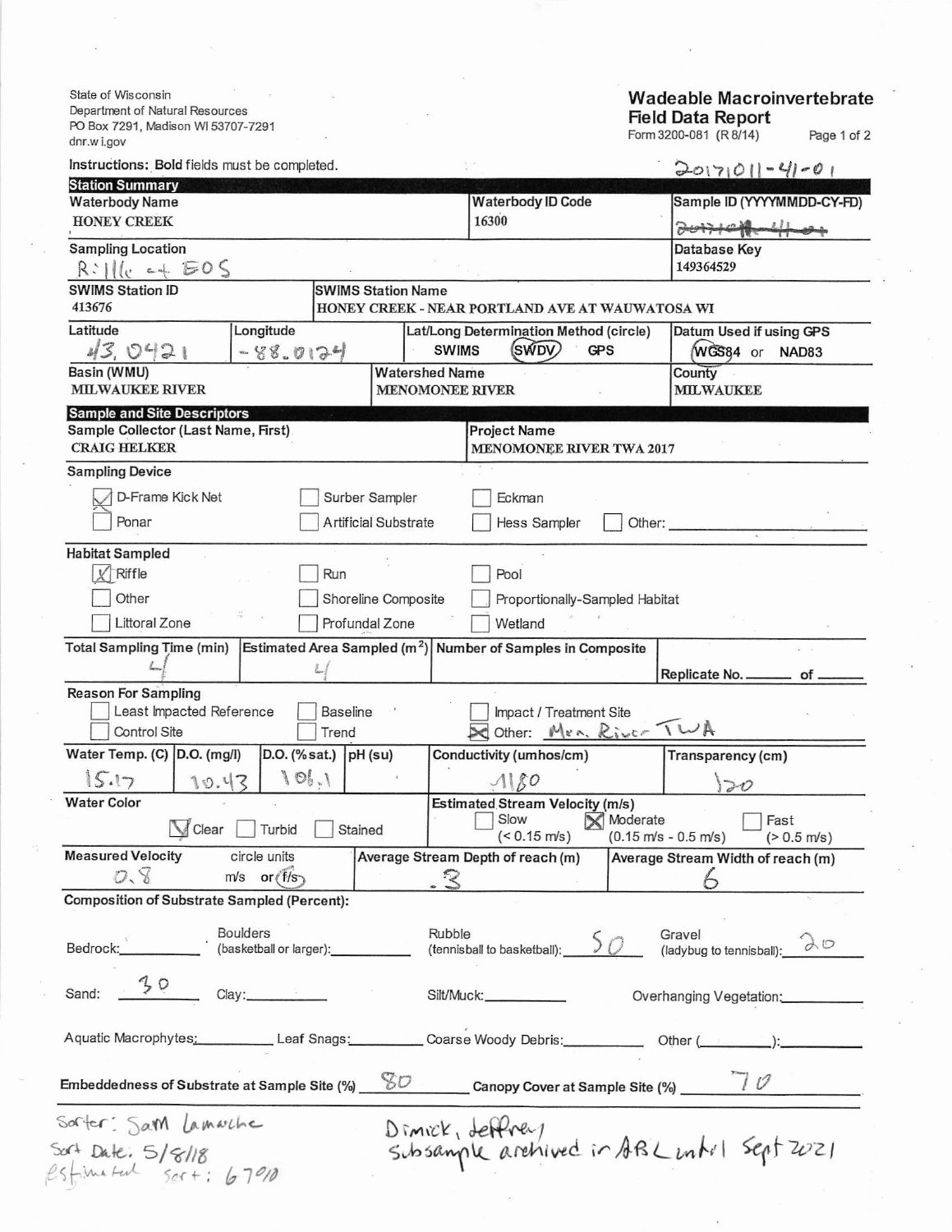State of Wisconsin
Department of Natural Resources
PO Box 7291, Madison WI 53707-7291
dnr.wi.gov

# Wadeable Macroinvertebrate Field Data Report

Form 3200-081 (R 8/14)

**Instructions:** **Bold** fields must be completed.

20171011-41-01

## Station Summary

| Waterbody Name | Waterbody ID Code | Sample ID (YYYYMMDD-CY-FD) |
|---|---|---|
| HONEY CREEK | 16300 | ~~20171011-41-01~~ |

| Sampling Location | Database Key |
|---|---|
| Riffle at EOS | 149364529 |

| SWIMS Station ID | SWIMS Station Name |
|---|---|
| 413676 | HONEY CREEK - NEAR PORTLAND AVE AT WAUWATOSA WI |

| Latitude | Longitude | Lat/Long Determination Method (circle) | Datum Used if using GPS |
|---|---|---|---|
| 43.0421 | -88.0124 | SWIMS **(SWDV)** GPS | **(WGS84)** or NAD83 |

| Basin (WMU) | Watershed Name | County |
|---|---|---|
| MILWAUKEE RIVER | MENOMONEE RIVER | MILWAUKEE |

## Sample and Site Descriptors

| Sample Collector (Last Name, First) | Project Name |
|---|---|
| CRAIG HELKER | MENOMONEE RIVER TWA 2017 |

**Sampling Device**

- [x] D-Frame Kick Net
- [ ] Surber Sampler
- [ ] Eckman
- [ ] Ponar
- [ ] Artificial Substrate
- [ ] Hess Sampler
- [ ] Other: ______

**Habitat Sampled**

- [x] Riffle
- [ ] Run
- [ ] Pool
- [ ] Other
- [ ] Shoreline Composite
- [ ] Proportionally-Sampled Habitat
- [ ] Littoral Zone
- [ ] Profundal Zone
- [ ] Wetland

| Total Sampling Time (min) | Estimated Area Sampled ($m^2$) | Number of Samples in Composite | |
|---|---|---|---|
| 4 | 4 | | Replicate No. ____ of ____ |

**Reason For Sampling**

- [ ] Least Impacted Reference
- [ ] Baseline
- [ ] Impact / Treatment Site
- [ ] Control Site
- [ ] Trend
- [x] Other: Men. River TWA

| Water Temp. (C) | D.O. (mg/l) | D.O. (%sat.) | pH (su) | Conductivity (umhos/cm) | Transparency (cm) |
|---|---|---|---|---|---|
| 15.17 | 10.43 | 106.1 | | 1180 | 120 |

**Water Color**

- [x] Clear
- [ ] Turbid
- [ ] Stained

**Estimated Stream Velocity (m/s)**

- [ ] Slow (< 0.15 m/s)
- [x] Moderate (0.15 m/s - 0.5 m/s)
- [ ] Fast (> 0.5 m/s)

| Measured Velocity | circle units | Average Stream Depth of reach (m) | Average Stream Width of reach (m) |
|---|---|---|---|
| 0.8 | m/s or **(f/s)** | .3 | 6 |

**Composition of Substrate Sampled (Percent):**

Bedrock: ______ Boulders (basketball or larger): ______ Rubble (tennisball to basketball): 50 Gravel (ladybug to tennisball): 20

Sand: 30 Clay: ______ Silt/Muck: ______ Overhanging Vegetation: ______

Aquatic Macrophytes: ______ Leaf Snags: ______ Coarse Woody Debris: ______ Other (______): ______

**Embeddedness of Substrate at Sample Site (%)** 80 **Canopy Cover at Sample Site (%)** 70

Sorter: Sam Lamache
Sort Date: 5/8/18
Estimated sort: 67%

Dimick, Jeffrey
Subsample archived in ABL until Sept 2021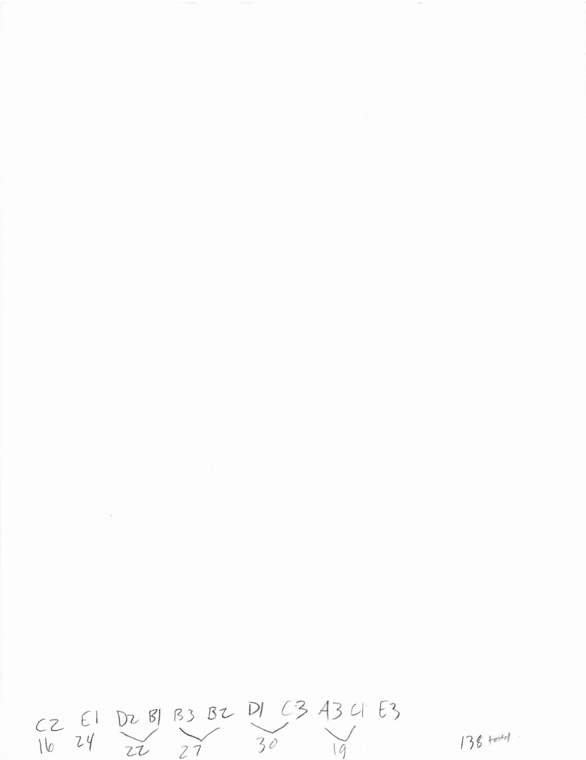C2 E1 D2 B1 B3 B2 D1 C3 A3 C1 E3

16 24 22 27 30 19

138 total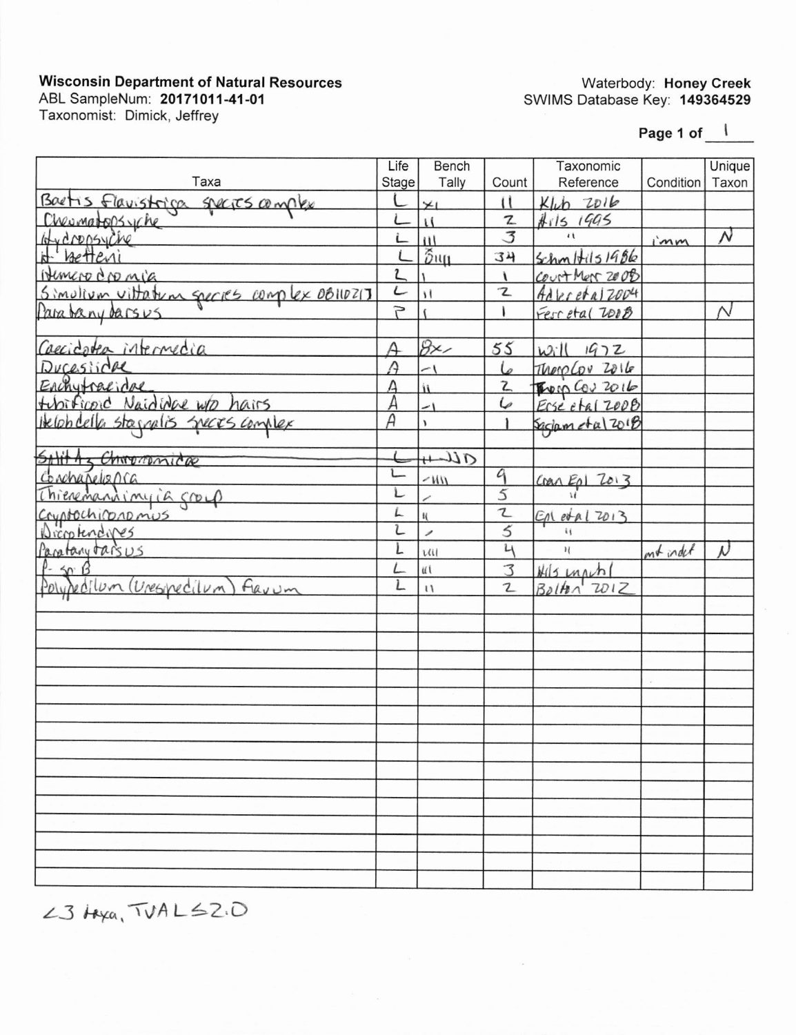**Wisconsin Department of Natural Resources**
ABL SampleNum: **20171011-41-01**
Taxonomist: Dimick, Jeffrey

Waterbody: **Honey Creek**
SWIMS Database Key: **149364529**

**Page 1 of** 1

| Taxa | Life Stage | Bench Tally | Count | Taxonomic Reference | Condition | Unique Taxon |
|---|---|---|---|---|---|---|
| Baetis flavistriga species complex | L | x1 | 11 | Klub 2016 | | |
| Cheumatopsyche | L | 11 | 2 | Hils 1995 | | |
| Hydropsyche | L | 111 | 3 | " | imm | N |
| H. betteni | L | 8x1111 | 34 | Schm Hils 1986 | | |
| Nemocordomia | L | 1 | 1 | Court Merr 2008 | | |
| Simulium vittatum species complex 08110217 | L | 11 | 2 | Adler et al 2004 | | |
| Paratanytarsus | P | 1 | 1 | Ferr et al 2008 | | N |
| | | | | | | |
| Caecidotea intermedia | A | 8x- | 55 | Will 1972 | | |
| Dugesiidae | A | -1 | 6 | Thorp Cov 2016 | | |
| Enchytraeidae | A | 11 | 2 | Thorp Cov 2016 | | |
| tubificoid Naididae w/o hairs | A | -1 | 6 | Ersé et al 2008 | | |
| Helobdella stagnalis species complex | A | 1 | 1 | Sagiam et al 2018 | | |
| | | | | | | |
| ~~Split 4₃ Chironomidae~~ | L | 11-JJD | | | | |
| Conchapelopia | L | -1111 | 9 | Coan Epl 2013 | | |
| Thienemannimyia group | L | / | 5 | " | | |
| Cryptochironomus | L | 11 | 2 | Epl et al 2013 | | |
| Dicrotendipes | L | / | 5 | " | | |
| Paratanytarsus | L | 1111 | 4 | " | mt indet | N |
| P. sp. B | L | 111 | 3 | Hils unpubl | | |
| Polypedilum (Uresipedilum) flavum | L | 11 | 2 | Bolton 2012 | | |

<3 taxa, TVAL≤2.0